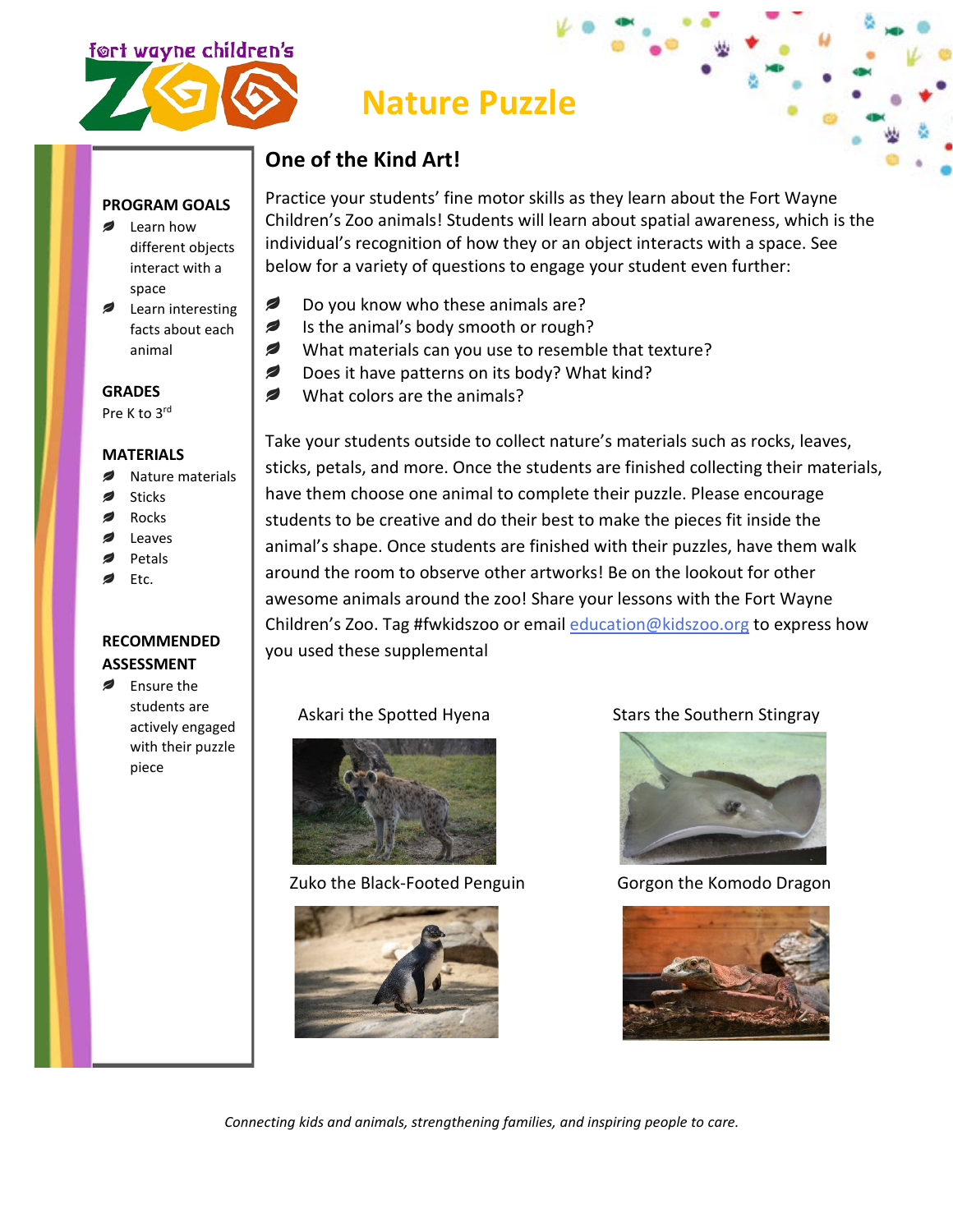# Nature Puzzle

## One of the Kind Art!

Practice your students' fine motor skills as they learn about the Fort Wayne Children's Zoo animals! Students will learn about spatial awareness, which is the individual's recognition of how they or an object interacts with a space. See below for a variety of questions to engage your student even further:

- Do you know who these animals are?
- Is the animal's body smooth or rough?
- What materials can you use to resemble that texture?
- Does it have patterns on its body? What kind?
- What colors are the animals?

Take your students outside to collect nature's materials such as rocks, leaves, sticks, petals, and more. Once the students are finished collecting their materials, have them choose one animal to complete their puzzle. Please encourage students to be creative and do their best to make the pieces fit inside the animal's shape. Once students are finished with their puzzles, have them walk around the room to observe other artworks! Be on the lookout for other awesome animals around the zoo! Share your lessons with the Fort Wayne Children's Zoo. Tag #fwkidszoo or email education@kidszoo.org to express how you used these supplemental

Askari the Spotted Hyena

Stars the Southern Stingray

Zuko the Black-Footed Penguin

Gorgon the Komodo Dragon

### PROGRAM GOALS

- Learn how different objects interact with a space
- Learn interesting facts about each animal

### GRADES

Pre K to 3rd

### MATERIALS

- Nature materials
- Sticks
- Rocks
- Leaves
- Petals
- Etc.

### RECOMMENDED ASSESSMENT

- Ensure the students are actively engaged with their puzzle piece

*Connecting kids and animals, strengthening families, and inspiring people to care.*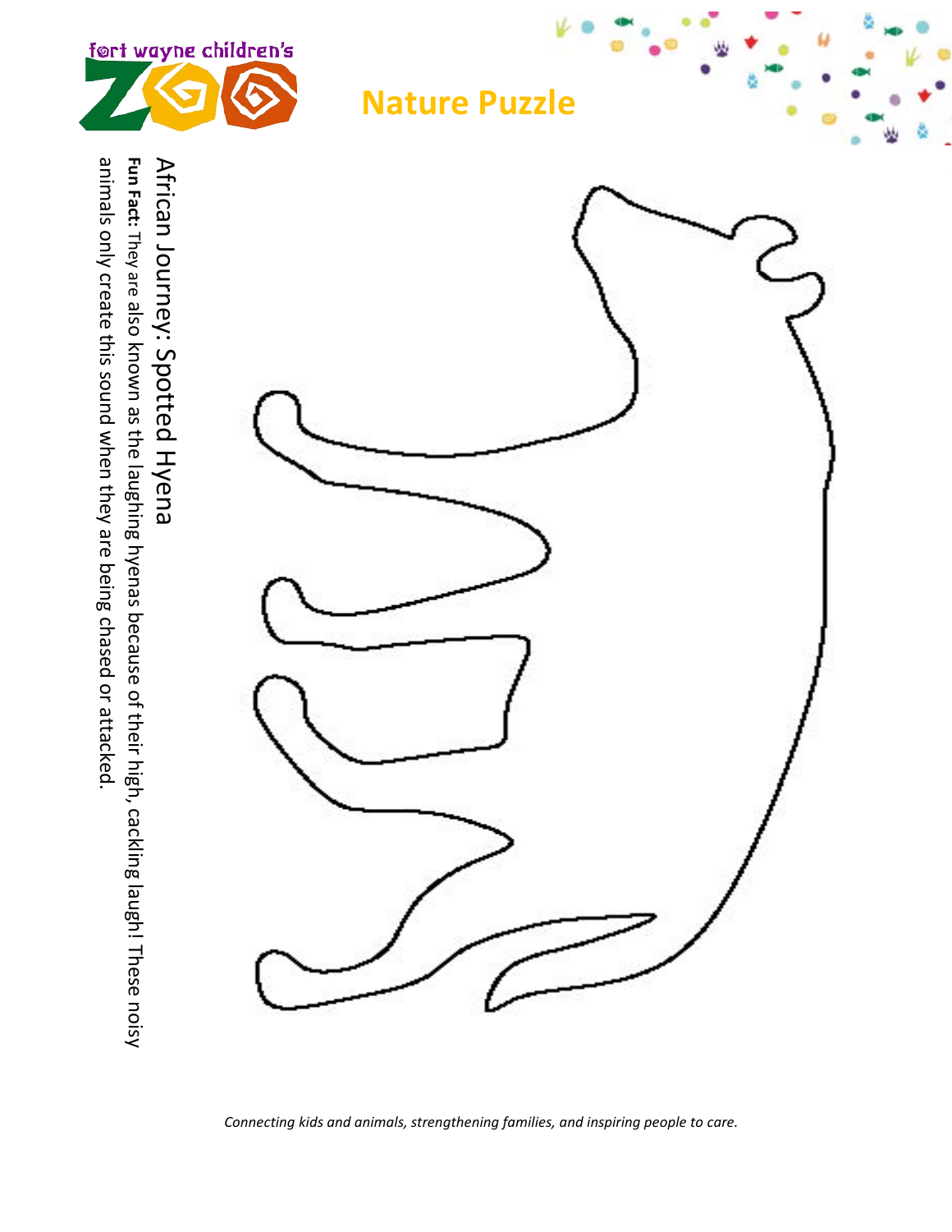fort wayne children's ZOO

# Nature Puzzle

## African Journey: Spotted Hyena

**Fun Fact:** They are also known as the laughing hyenas because of their high, cackling laugh! These noisy animals only create this sound when they are being chased or attacked.

*Connecting kids and animals, strengthening families, and inspiring people to care.*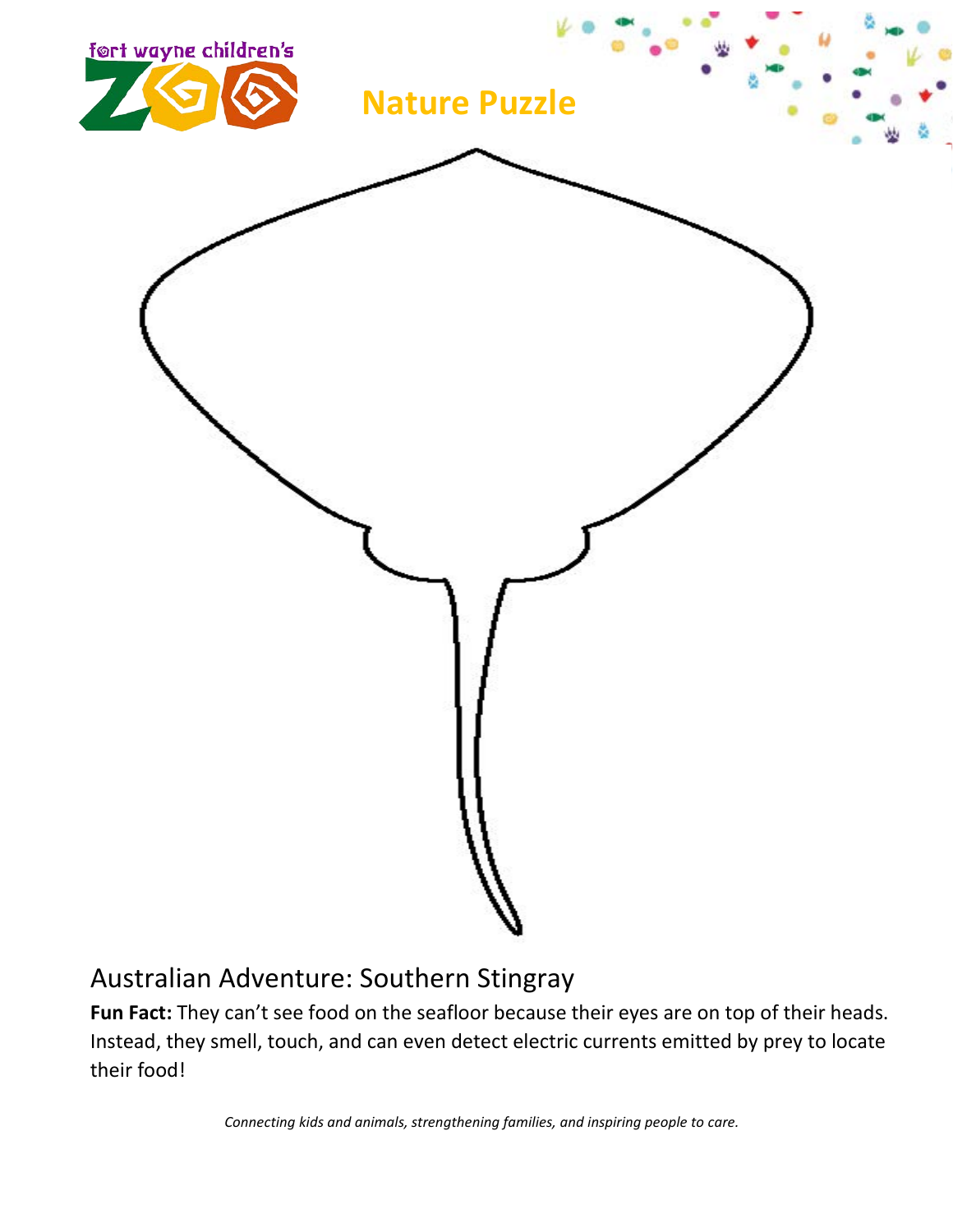# Nature Puzzle

## Australian Adventure: Southern Stingray

**Fun Fact:** They can't see food on the seafloor because their eyes are on top of their heads. Instead, they smell, touch, and can even detect electric currents emitted by prey to locate their food!

*Connecting kids and animals, strengthening families, and inspiring people to care.*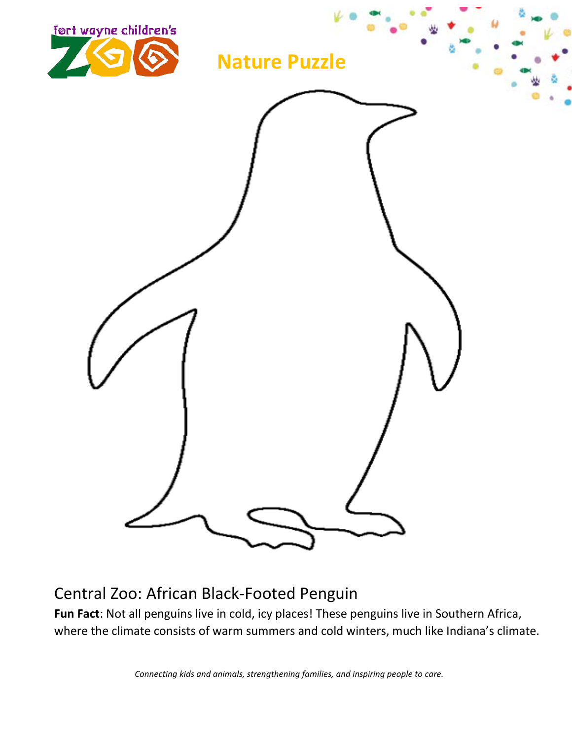fort wayne children's ZOO

# Nature Puzzle

## Central Zoo: African Black-Footed Penguin

**Fun Fact**: Not all penguins live in cold, icy places! These penguins live in Southern Africa, where the climate consists of warm summers and cold winters, much like Indiana's climate.

*Connecting kids and animals, strengthening families, and inspiring people to care.*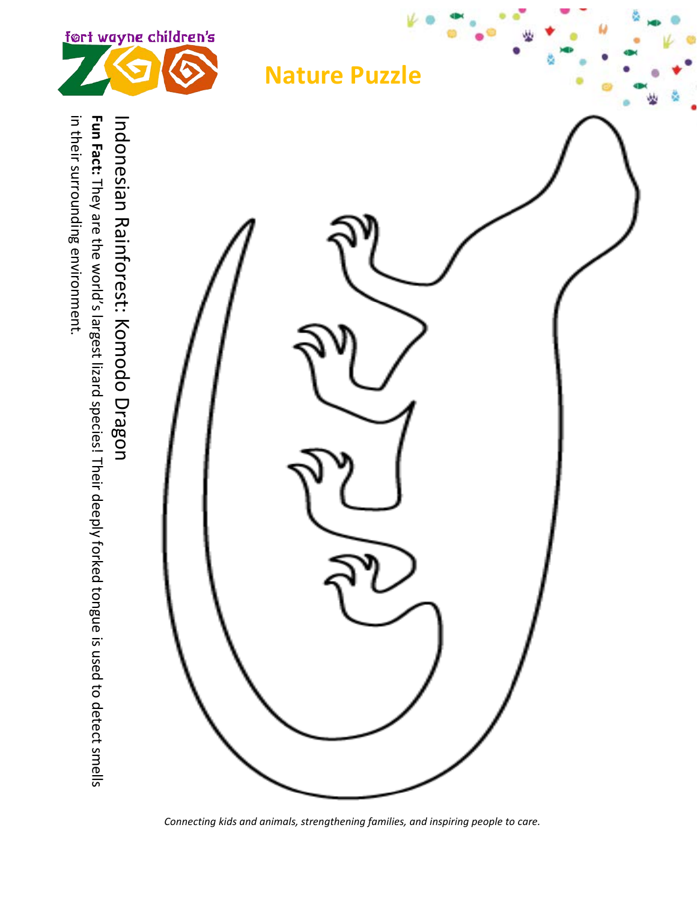fort wayne children's ZOO

# Nature Puzzle

## Indonesian Rainforest: Komodo Dragon

**Fun Fact:** They are the world's largest lizard species! Their deeply forked tongue is used to detect smells in their surrounding environment.

*Connecting kids and animals, strengthening families, and inspiring people to care.*